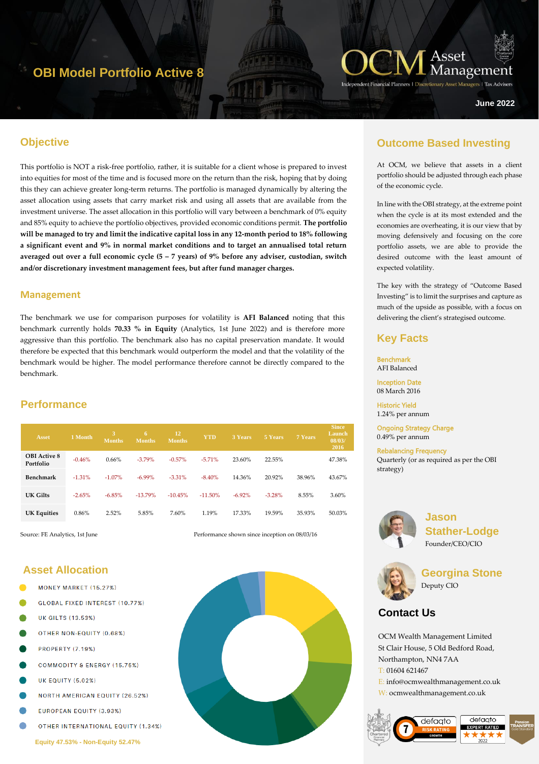# OBI Model Portfolio Active 8

OCM Asset Management

Independent Financial Planners | Discretionary Asset Managers | Tax Advisers

June 2022

## Objective

This portfolio is NOT a risk-free portfolio, rather, it is suitable for a client whose is prepared to invest into equities for most of the time and is focused more on the return than the risk, hoping that by doing this they can achieve greater long-term returns. The portfolio is managed dynamically by altering the asset allocation using assets that carry market risk and using all assets that are available from the investment universe. The asset allocation in this portfolio will vary between a benchmark of 0% equity and 85% equity to achieve the portfolio objectives, provided economic conditions permit. **The portfolio will be managed to try and limit the indicative capital loss in any 12-month period to 18% following a significant event and 9% in normal market conditions and to target an annualised total return averaged out over a full economic cycle (5 – 7 years) of 9% before any adviser, custodian, switch and/or discretionary investment management fees, but after fund manager charges.**

## Management

The benchmark we use for comparison purposes for volatility is **AFI Balanced** noting that this benchmark currently holds **70.33 % in Equity** (Analytics, 1st June 2022) and is therefore more aggressive than this portfolio. The benchmark also has no capital preservation mandate. It would therefore be expected that this benchmark would outperform the model and that the volatility of the benchmark would be higher. The model performance therefore cannot be directly compared to the benchmark.

## Performance

| Asset | 1 Month | 3 Months | 6 Months | 12 Months | YTD | 3 Years | 5 Years | 7 Years | Since Launch 08/03/2016 |
|---|---|---|---|---|---|---|---|---|---|
| OBI Active 8 Portfolio | -0.46% | 0.66% | -3.79% | -0.57% | -5.71% | 23.60% | 22.55% | | 47.38% |
| Benchmark | -1.31% | -1.07% | -6.99% | -3.31% | -8.40% | 14.36% | 20.92% | 38.96% | 43.67% |
| UK Gilts | -2.65% | -6.85% | -13.79% | -10.45% | -11.50% | -6.92% | -3.28% | 8.55% | 3.60% |
| UK Equities | 0.86% | 2.52% | 5.85% | 7.60% | 1.19% | 17.33% | 19.59% | 35.93% | 50.03% |

Source: FE Analytics, 1st June

Performance shown since inception on 08/03/16

## Asset Allocation

- MONEY MARKET (15.27%)
- GLOBAL FIXED INTEREST (10.77%)
- UK GILTS (13.53%)
- OTHER NON-EQUITY (0.68%)
- PROPERTY (7.19%)
- COMMODITY & ENERGY (15.75%)
- UK EQUITY (5.02%)
- NORTH AMERICAN EQUITY (26.52%)
- EUROPEAN EQUITY (3.93%)
- OTHER INTERNATIONAL EQUITY (1.34%)

Equity 47.53% - Non-Equity 52.47%

## Outcome Based Investing

At OCM, we believe that assets in a client portfolio should be adjusted through each phase of the economic cycle.

In line with the OBI strategy, at the extreme point when the cycle is at its most extended and the economies are overheating, it is our view that by moving defensively and focusing on the core portfolio assets, we are able to provide the desired outcome with the least amount of expected volatility.

The key with the strategy of "Outcome Based Investing" is to limit the surprises and capture as much of the upside as possible, with a focus on delivering the client's strategised outcome.

## Key Facts

**Benchmark**
AFI Balanced

**Inception Date**
08 March 2016

**Historic Yield**
1.24% per annum

**Ongoing Strategy Charge**
0.49% per annum

**Rebalancing Frequency**
Quarterly (or as required as per the OBI strategy)

**Jason Stather-Lodge**
Founder/CEO/CIO

**Georgina Stone**
Deputy CIO

## Contact Us

OCM Wealth Management Limited
St Clair House, 5 Old Bedford Road,
Northampton, NN4 7AA
T: 01604 621467
E: info@ocmwealthmanagement.co.uk
W: ocmwealthmanagement.co.uk

defaqto 7 RISK RATING GROWTH | defaqto EXPERT RATED 2022 | Pension Transfer Gold Standard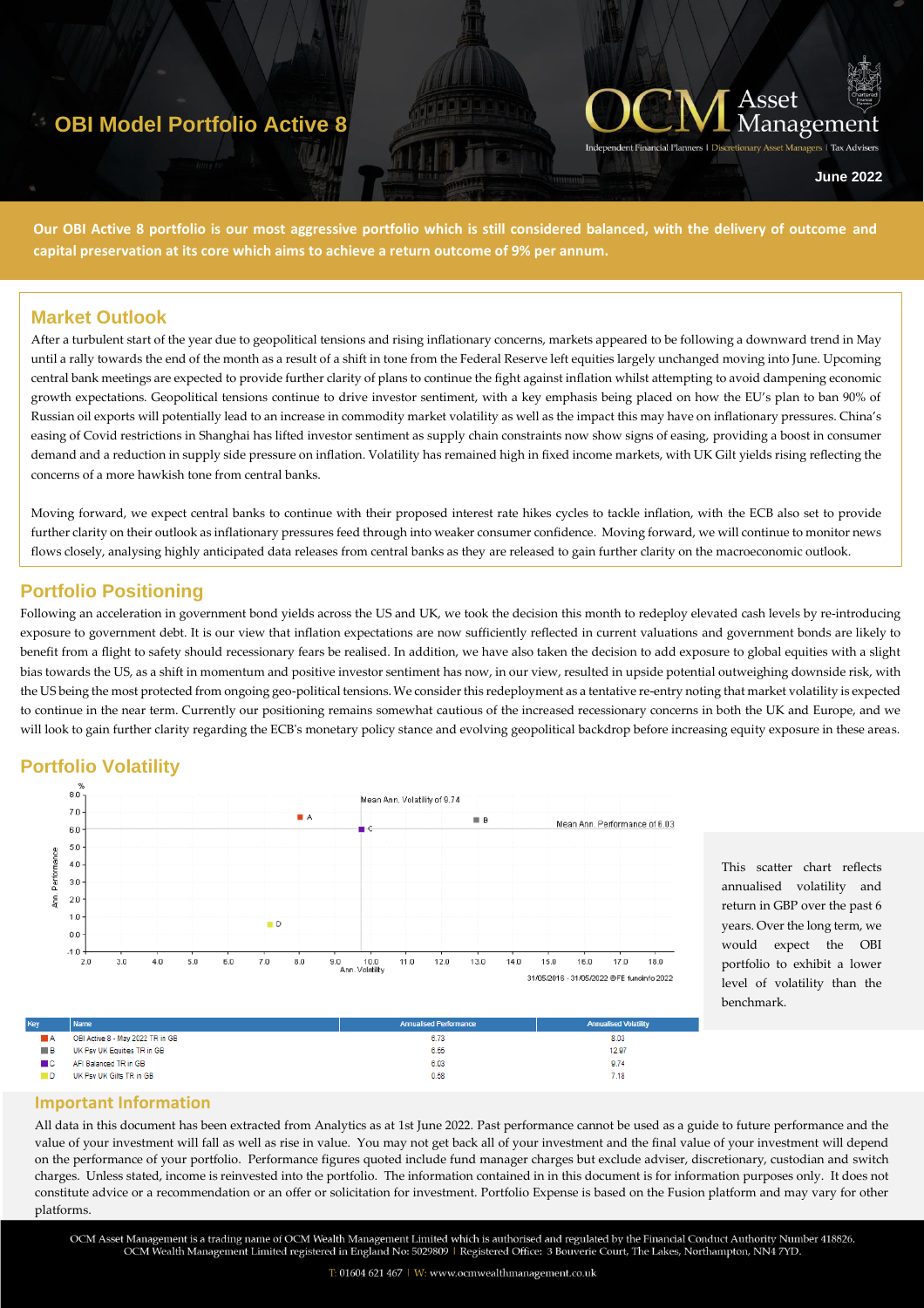# OBI Model Portfolio Active 8

OCM Asset Management

Independent Financial Planners | Discretionary Asset Managers | Tax Advisers

June 2022

**Our OBI Active 8 portfolio is our most aggressive portfolio which is still considered balanced, with the delivery of outcome and capital preservation at its core which aims to achieve a return outcome of 9% per annum.**

## Market Outlook

After a turbulent start of the year due to geopolitical tensions and rising inflationary concerns, markets appeared to be following a downward trend in May until a rally towards the end of the month as a result of a shift in tone from the Federal Reserve left equities largely unchanged moving into June. Upcoming central bank meetings are expected to provide further clarity of plans to continue the fight against inflation whilst attempting to avoid dampening economic growth expectations. Geopolitical tensions continue to drive investor sentiment, with a key emphasis being placed on how the EU's plan to ban 90% of Russian oil exports will potentially lead to an increase in commodity market volatility as well as the impact this may have on inflationary pressures. China's easing of Covid restrictions in Shanghai has lifted investor sentiment as supply chain constraints now show signs of easing, providing a boost in consumer demand and a reduction in supply side pressure on inflation. Volatility has remained high in fixed income markets, with UK Gilt yields rising reflecting the concerns of a more hawkish tone from central banks.

Moving forward, we expect central banks to continue with their proposed interest rate hikes cycles to tackle inflation, with the ECB also set to provide further clarity on their outlook as inflationary pressures feed through into weaker consumer confidence. Moving forward, we will continue to monitor news flows closely, analysing highly anticipated data releases from central banks as they are released to gain further clarity on the macroeconomic outlook.

## Portfolio Positioning

Following an acceleration in government bond yields across the US and UK, we took the decision this month to redeploy elevated cash levels by re-introducing exposure to government debt. It is our view that inflation expectations are now sufficiently reflected in current valuations and government bonds are likely to benefit from a flight to safety should recessionary fears be realised. In addition, we have also taken the decision to add exposure to global equities with a slight bias towards the US, as a shift in momentum and positive investor sentiment has now, in our view, resulted in upside potential outweighing downside risk, with the US being the most protected from ongoing geo-political tensions. We consider this redeployment as a tentative re-entry noting that market volatility is expected to continue in the near term. Currently our positioning remains somewhat cautious of the increased recessionary concerns in both the UK and Europe, and we will look to gain further clarity regarding the ECB's monetary policy stance and evolving geopolitical backdrop before increasing equity exposure in these areas.

## Portfolio Volatility

%

Ann. Performance

Ann. Volatility

Mean Ann. Volatility of 9.74

Mean Ann. Performance of 6.03

31/05/2016 - 31/05/2022 © FE fundinfo 2022

This scatter chart reflects annualised volatility and return in GBP over the past 6 years. Over the long term, we would expect the OBI portfolio to exhibit a lower level of volatility than the benchmark.

| Key | Name | Annualised Performance | Annualised Volatility |
|---|---|---|---|
| A | OBI Active 8 - May 2022 TR in GB | 6.73 | 8.03 |
| B | UK Fsv UK Equities TR in GB | 6.65 | 12.97 |
| C | AFI Balanced TR in GB | 6.03 | 9.74 |
| D | UK Fsv UK Gilts TR in GB | 0.58 | 7.18 |

## Important Information

All data in this document has been extracted from Analytics as at 1st June 2022. Past performance cannot be used as a guide to future performance and the value of your investment will fall as well as rise in value. You may not get back all of your investment and the final value of your investment will depend on the performance of your portfolio. Performance figures quoted include fund manager charges but exclude adviser, discretionary, custodian and switch charges. Unless stated, income is reinvested into the portfolio. The information contained in in this document is for information purposes only. It does not constitute advice or a recommendation or an offer or solicitation for investment. Portfolio Expense is based on the Fusion platform and may vary for other platforms.

OCM Asset Management is a trading name of OCM Wealth Management Limited which is authorised and regulated by the Financial Conduct Authority Number 418826. OCM Wealth Management Limited registered in England No: 5029809 | Registered Office: 3 Bouverie Court, The Lakes, Northampton, NN4 7YD.

T: 01604 621 467 | W: www.ocmwealthmanagement.co.uk